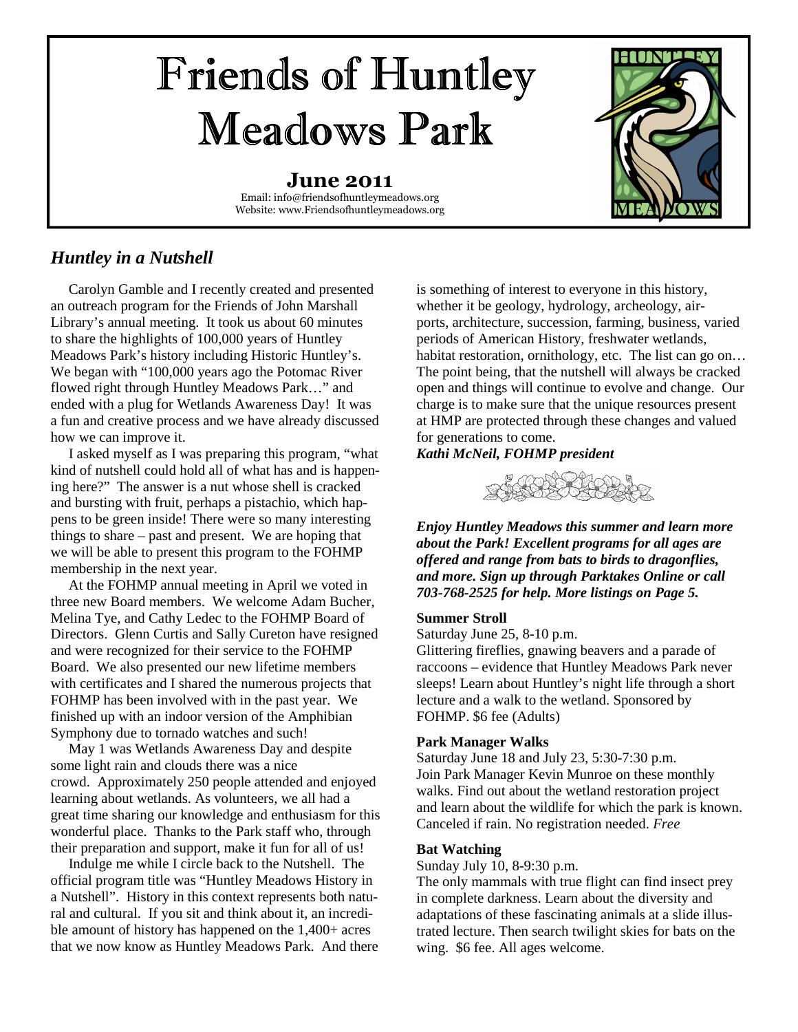# Friends of Huntley Meadows Park

**June 2011**

Email: info@friendsofhuntleymeadows.org
Website: www.Friendsofhuntleymeadows.org

## *Huntley in a Nutshell*

Carolyn Gamble and I recently created and presented an outreach program for the Friends of John Marshall Library's annual meeting. It took us about 60 minutes to share the highlights of 100,000 years of Huntley Meadows Park's history including Historic Huntley's. We began with "100,000 years ago the Potomac River flowed right through Huntley Meadows Park…" and ended with a plug for Wetlands Awareness Day! It was a fun and creative process and we have already discussed how we can improve it.

I asked myself as I was preparing this program, "what kind of nutshell could hold all of what has and is happening here?" The answer is a nut whose shell is cracked and bursting with fruit, perhaps a pistachio, which happens to be green inside! There were so many interesting things to share – past and present. We are hoping that we will be able to present this program to the FOHMP membership in the next year.

At the FOHMP annual meeting in April we voted in three new Board members. We welcome Adam Bucher, Melina Tye, and Cathy Ledec to the FOHMP Board of Directors. Glenn Curtis and Sally Cureton have resigned and were recognized for their service to the FOHMP Board. We also presented our new lifetime members with certificates and I shared the numerous projects that FOHMP has been involved with in the past year. We finished up with an indoor version of the Amphibian Symphony due to tornado watches and such!

May 1 was Wetlands Awareness Day and despite some light rain and clouds there was a nice crowd. Approximately 250 people attended and enjoyed learning about wetlands. As volunteers, we all had a great time sharing our knowledge and enthusiasm for this wonderful place. Thanks to the Park staff who, through their preparation and support, make it fun for all of us!

Indulge me while I circle back to the Nutshell. The official program title was "Huntley Meadows History in a Nutshell". History in this context represents both natural and cultural. If you sit and think about it, an incredible amount of history has happened on the 1,400+ acres that we now know as Huntley Meadows Park. And there is something of interest to everyone in this history, whether it be geology, hydrology, archeology, airports, architecture, succession, farming, business, varied periods of American History, freshwater wetlands, habitat restoration, ornithology, etc. The list can go on… The point being, that the nutshell will always be cracked open and things will continue to evolve and change. Our charge is to make sure that the unique resources present at HMP are protected through these changes and valued for generations to come.

***Kathi McNeil, FOHMP president***

***Enjoy Huntley Meadows this summer and learn more about the Park! Excellent programs for all ages are offered and range from bats to birds to dragonflies, and more. Sign up through Parktakes Online or call 703-768-2525 for help. More listings on Page 5.***

**Summer Stroll**

Saturday June 25, 8-10 p.m.

Glittering fireflies, gnawing beavers and a parade of raccoons – evidence that Huntley Meadows Park never sleeps! Learn about Huntley's night life through a short lecture and a walk to the wetland. Sponsored by FOHMP. $6 fee (Adults)

**Park Manager Walks**

Saturday June 18 and July 23, 5:30-7:30 p.m.

Join Park Manager Kevin Munroe on these monthly walks. Find out about the wetland restoration project and learn about the wildlife for which the park is known. Canceled if rain. No registration needed. *Free*

**Bat Watching**

Sunday July 10, 8-9:30 p.m.

The only mammals with true flight can find insect prey in complete darkness. Learn about the diversity and adaptations of these fascinating animals at a slide illustrated lecture. Then search twilight skies for bats on the wing. $6 fee. All ages welcome.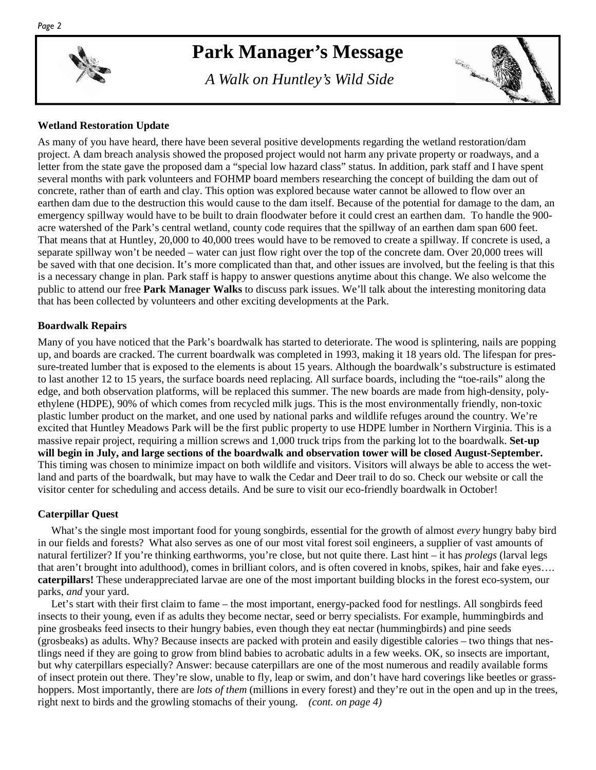# Park Manager's Message

*A Walk on Huntley's Wild Side*

### Wetland Restoration Update

As many of you have heard, there have been several positive developments regarding the wetland restoration/dam project. A dam breach analysis showed the proposed project would not harm any private property or roadways, and a letter from the state gave the proposed dam a "special low hazard class" status. In addition, park staff and I have spent several months with park volunteers and FOHMP board members researching the concept of building the dam out of concrete, rather than of earth and clay. This option was explored because water cannot be allowed to flow over an earthen dam due to the destruction this would cause to the dam itself. Because of the potential for damage to the dam, an emergency spillway would have to be built to drain floodwater before it could crest an earthen dam. To handle the 900-acre watershed of the Park's central wetland, county code requires that the spillway of an earthen dam span 600 feet. That means that at Huntley, 20,000 to 40,000 trees would have to be removed to create a spillway. If concrete is used, a separate spillway won't be needed – water can just flow right over the top of the concrete dam. Over 20,000 trees will be saved with that one decision. It's more complicated than that, and other issues are involved, but the feeling is that this is a necessary change in plan. Park staff is happy to answer questions anytime about this change. We also welcome the public to attend our free **Park Manager Walks** to discuss park issues. We'll talk about the interesting monitoring data that has been collected by volunteers and other exciting developments at the Park.

### Boardwalk Repairs

Many of you have noticed that the Park's boardwalk has started to deteriorate. The wood is splintering, nails are popping up, and boards are cracked. The current boardwalk was completed in 1993, making it 18 years old. The lifespan for pressure-treated lumber that is exposed to the elements is about 15 years. Although the boardwalk's substructure is estimated to last another 12 to 15 years, the surface boards need replacing. All surface boards, including the "toe-rails" along the edge, and both observation platforms, will be replaced this summer. The new boards are made from high-density, polyethylene (HDPE), 90% of which comes from recycled milk jugs. This is the most environmentally friendly, non-toxic plastic lumber product on the market, and one used by national parks and wildlife refuges around the country. We're excited that Huntley Meadows Park will be the first public property to use HDPE lumber in Northern Virginia. This is a massive repair project, requiring a million screws and 1,000 truck trips from the parking lot to the boardwalk. **Set-up will begin in July, and large sections of the boardwalk and observation tower will be closed August-September.** This timing was chosen to minimize impact on both wildlife and visitors. Visitors will always be able to access the wetland and parts of the boardwalk, but may have to walk the Cedar and Deer trail to do so. Check our website or call the visitor center for scheduling and access details. And be sure to visit our eco-friendly boardwalk in October!

### Caterpillar Quest

What's the single most important food for young songbirds, essential for the growth of almost *every* hungry baby bird in our fields and forests? What also serves as one of our most vital forest soil engineers, a supplier of vast amounts of natural fertilizer? If you're thinking earthworms, you're close, but not quite there. Last hint – it has *prolegs* (larval legs that aren't brought into adulthood), comes in brilliant colors, and is often covered in knobs, spikes, hair and fake eyes…. **caterpillars!** These underappreciated larvae are one of the most important building blocks in the forest eco-system, our parks, *and* your yard.

Let's start with their first claim to fame – the most important, energy-packed food for nestlings. All songbirds feed insects to their young, even if as adults they become nectar, seed or berry specialists. For example, hummingbirds and pine grosbeaks feed insects to their hungry babies, even though they eat nectar (hummingbirds) and pine seeds (grosbeaks) as adults. Why? Because insects are packed with protein and easily digestible calories – two things that nestlings need if they are going to grow from blind babies to acrobatic adults in a few weeks. OK, so insects are important, but why caterpillars especially? Answer: because caterpillars are one of the most numerous and readily available forms of insect protein out there. They're slow, unable to fly, leap or swim, and don't have hard coverings like beetles or grasshoppers. Most importantly, there are *lots of them* (millions in every forest) and they're out in the open and up in the trees, right next to birds and the growling stomachs of their young. *(cont. on page 4)*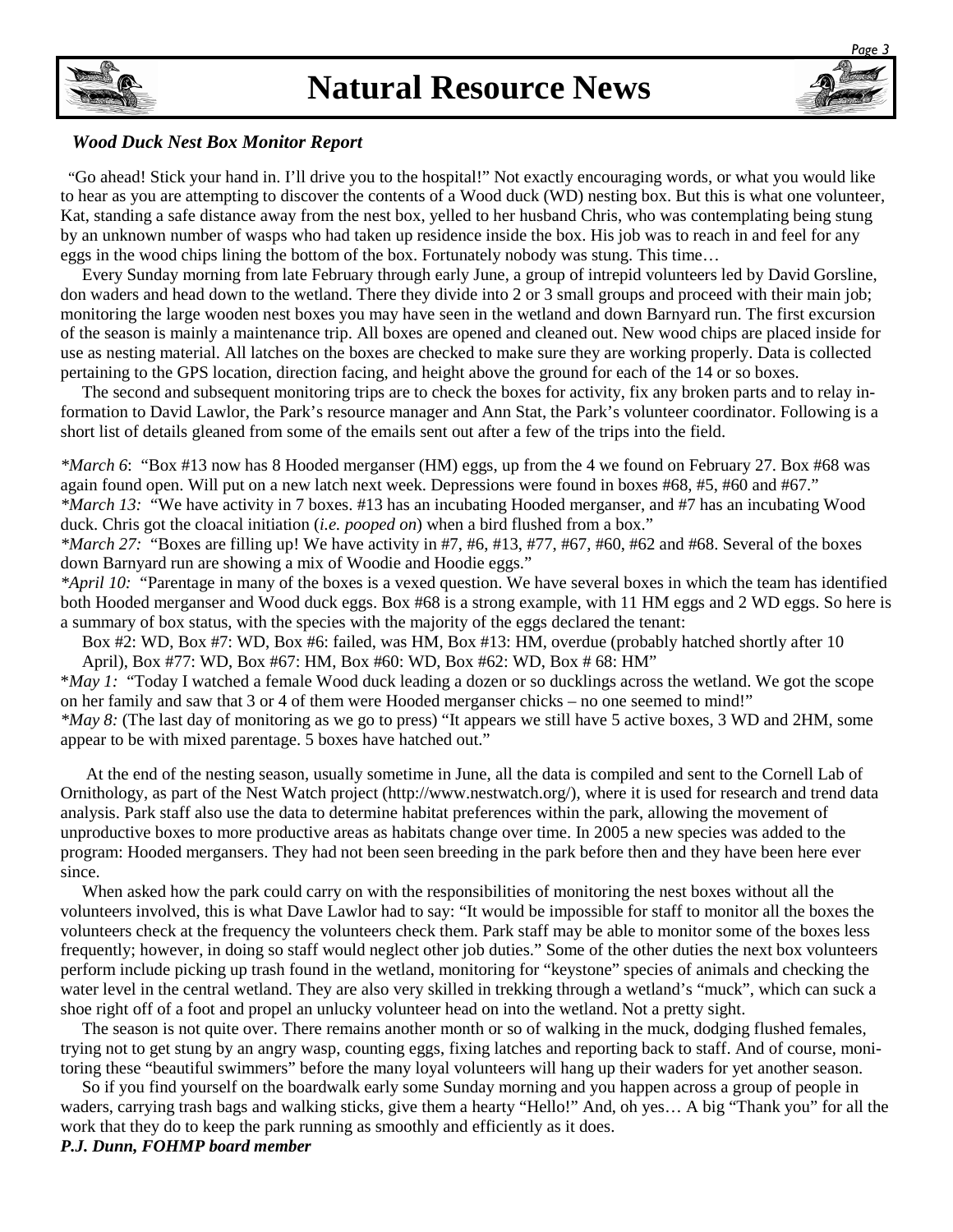# Natural Resource News

### *Wood Duck Nest Box Monitor Report*

"Go ahead! Stick your hand in. I'll drive you to the hospital!" Not exactly encouraging words, or what you would like to hear as you are attempting to discover the contents of a Wood duck (WD) nesting box. But this is what one volunteer, Kat, standing a safe distance away from the nest box, yelled to her husband Chris, who was contemplating being stung by an unknown number of wasps who had taken up residence inside the box. His job was to reach in and feel for any eggs in the wood chips lining the bottom of the box. Fortunately nobody was stung. This time…

Every Sunday morning from late February through early June, a group of intrepid volunteers led by David Gorsline, don waders and head down to the wetland. There they divide into 2 or 3 small groups and proceed with their main job; monitoring the large wooden nest boxes you may have seen in the wetland and down Barnyard run. The first excursion of the season is mainly a maintenance trip. All boxes are opened and cleaned out. New wood chips are placed inside for use as nesting material. All latches on the boxes are checked to make sure they are working properly. Data is collected pertaining to the GPS location, direction facing, and height above the ground for each of the 14 or so boxes.

The second and subsequent monitoring trips are to check the boxes for activity, fix any broken parts and to relay information to David Lawlor, the Park's resource manager and Ann Stat, the Park's volunteer coordinator. Following is a short list of details gleaned from some of the emails sent out after a few of the trips into the field.

*\*March 6*: "Box #13 now has 8 Hooded merganser (HM) eggs, up from the 4 we found on February 27. Box #68 was again found open. Will put on a new latch next week. Depressions were found in boxes #68, #5, #60 and #67."
*\*March 13:* "We have activity in 7 boxes. #13 has an incubating Hooded merganser, and #7 has an incubating Wood duck. Chris got the cloacal initiation (*i.e. pooped on*) when a bird flushed from a box."
*\*March 27:* "Boxes are filling up! We have activity in #7, #6, #13, #77, #67, #60, #62 and #68. Several of the boxes down Barnyard run are showing a mix of Woodie and Hoodie eggs."
*\*April 10:* "Parentage in many of the boxes is a vexed question. We have several boxes in which the team has identified both Hooded merganser and Wood duck eggs. Box #68 is a strong example, with 11 HM eggs and 2 WD eggs. So here is a summary of box status, with the species with the majority of the eggs declared the tenant:
Box #2: WD, Box #7: WD, Box #6: failed, was HM, Box #13: HM, overdue (probably hatched shortly after 10 April), Box #77: WD, Box #67: HM, Box #60: WD, Box #62: WD, Box # 68: HM"
\**May 1:* "Today I watched a female Wood duck leading a dozen or so ducklings across the wetland. We got the scope on her family and saw that 3 or 4 of them were Hooded merganser chicks – no one seemed to mind!"
*\*May 8:* (The last day of monitoring as we go to press) "It appears we still have 5 active boxes, 3 WD and 2HM, some appear to be with mixed parentage. 5 boxes have hatched out."

At the end of the nesting season, usually sometime in June, all the data is compiled and sent to the Cornell Lab of Ornithology, as part of the Nest Watch project (http://www.nestwatch.org/), where it is used for research and trend data analysis. Park staff also use the data to determine habitat preferences within the park, allowing the movement of unproductive boxes to more productive areas as habitats change over time. In 2005 a new species was added to the program: Hooded mergansers. They had not been seen breeding in the park before then and they have been here ever since.

When asked how the park could carry on with the responsibilities of monitoring the nest boxes without all the volunteers involved, this is what Dave Lawlor had to say: "It would be impossible for staff to monitor all the boxes the volunteers check at the frequency the volunteers check them. Park staff may be able to monitor some of the boxes less frequently; however, in doing so staff would neglect other job duties." Some of the other duties the next box volunteers perform include picking up trash found in the wetland, monitoring for "keystone" species of animals and checking the water level in the central wetland. They are also very skilled in trekking through a wetland's "muck", which can suck a shoe right off of a foot and propel an unlucky volunteer head on into the wetland. Not a pretty sight.

The season is not quite over. There remains another month or so of walking in the muck, dodging flushed females, trying not to get stung by an angry wasp, counting eggs, fixing latches and reporting back to staff. And of course, monitoring these "beautiful swimmers" before the many loyal volunteers will hang up their waders for yet another season.

So if you find yourself on the boardwalk early some Sunday morning and you happen across a group of people in waders, carrying trash bags and walking sticks, give them a hearty "Hello!" And, oh yes… A big "Thank you" for all the work that they do to keep the park running as smoothly and efficiently as it does.

***P.J. Dunn, FOHMP board member***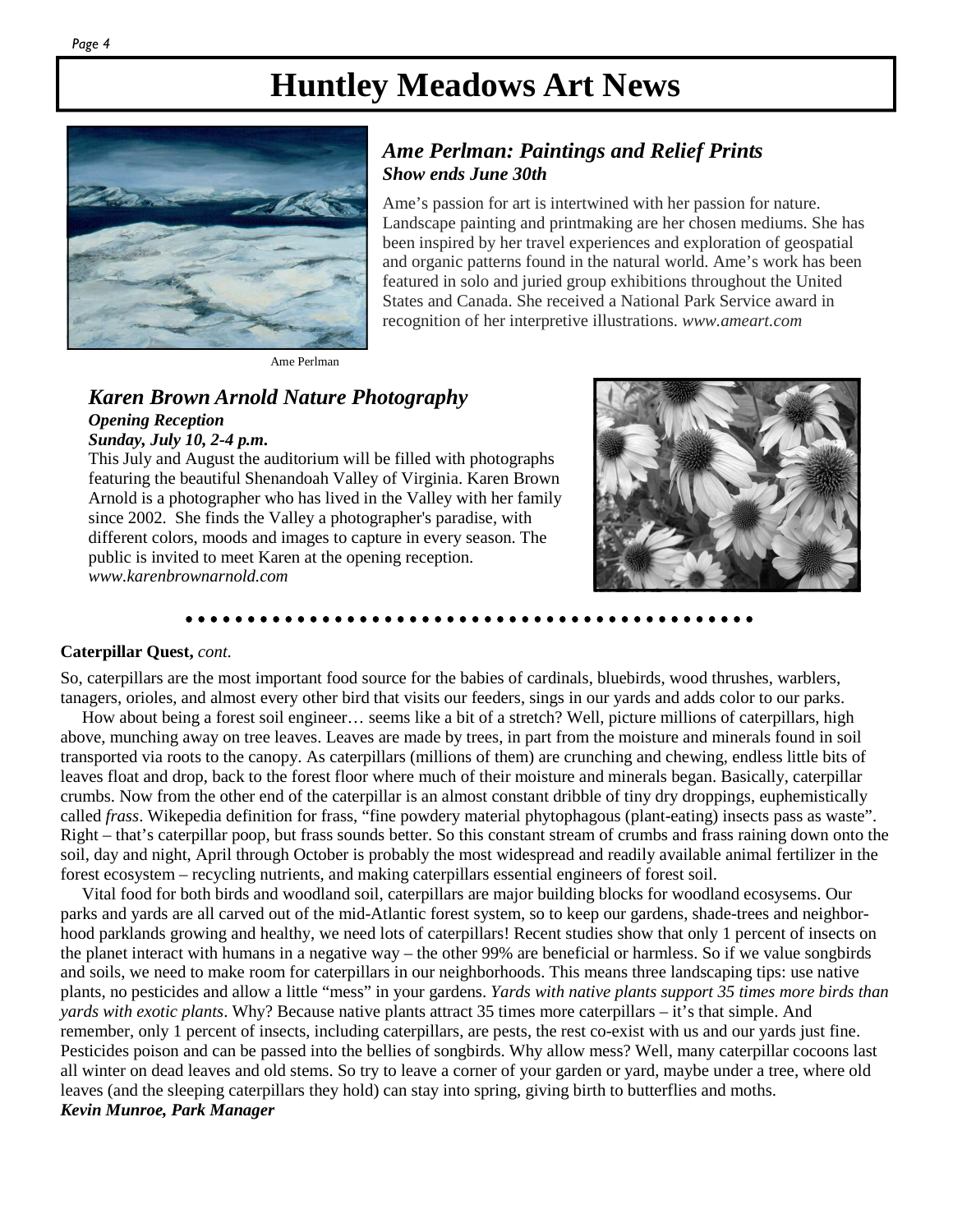# Huntley Meadows Art News

Ame Perlman

### *Ame Perlman: Paintings and Relief Prints*

***Show ends June 30th***

Ame's passion for art is intertwined with her passion for nature. Landscape painting and printmaking are her chosen mediums. She has been inspired by her travel experiences and exploration of geospatial and organic patterns found in the natural world. Ame's work has been featured in solo and juried group exhibitions throughout the United States and Canada. She received a National Park Service award in recognition of her interpretive illustrations. *www.ameart.com*

### *Karen Brown Arnold Nature Photography*

***Opening Reception***

***Sunday, July 10, 2-4 p.m.***

This July and August the auditorium will be filled with photographs featuring the beautiful Shenandoah Valley of Virginia. Karen Brown Arnold is a photographer who has lived in the Valley with her family since 2002. She finds the Valley a photographer's paradise, with different colors, moods and images to capture in every season. The public is invited to meet Karen at the opening reception. *www.karenbrownarnold.com*

---

**Caterpillar Quest,** *cont.*

So, caterpillars are the most important food source for the babies of cardinals, bluebirds, wood thrushes, warblers, tanagers, orioles, and almost every other bird that visits our feeders, sings in our yards and adds color to our parks.

How about being a forest soil engineer… seems like a bit of a stretch? Well, picture millions of caterpillars, high above, munching away on tree leaves. Leaves are made by trees, in part from the moisture and minerals found in soil transported via roots to the canopy. As caterpillars (millions of them) are crunching and chewing, endless little bits of leaves float and drop, back to the forest floor where much of their moisture and minerals began. Basically, caterpillar crumbs. Now from the other end of the caterpillar is an almost constant dribble of tiny dry droppings, euphemistically called *frass*. Wikepedia definition for frass, "fine powdery material phytophagous (plant-eating) insects pass as waste". Right – that's caterpillar poop, but frass sounds better. So this constant stream of crumbs and frass raining down onto the soil, day and night, April through October is probably the most widespread and readily available animal fertilizer in the forest ecosystem – recycling nutrients, and making caterpillars essential engineers of forest soil.

Vital food for both birds and woodland soil, caterpillars are major building blocks for woodland ecosysems. Our parks and yards are all carved out of the mid-Atlantic forest system, so to keep our gardens, shade-trees and neighborhood parklands growing and healthy, we need lots of caterpillars! Recent studies show that only 1 percent of insects on the planet interact with humans in a negative way – the other 99% are beneficial or harmless. So if we value songbirds and soils, we need to make room for caterpillars in our neighborhoods. This means three landscaping tips: use native plants, no pesticides and allow a little "mess" in your gardens. *Yards with native plants support 35 times more birds than yards with exotic plants*. Why? Because native plants attract 35 times more caterpillars – it's that simple. And remember, only 1 percent of insects, including caterpillars, are pests, the rest co-exist with us and our yards just fine. Pesticides poison and can be passed into the bellies of songbirds. Why allow mess? Well, many caterpillar cocoons last all winter on dead leaves and old stems. So try to leave a corner of your garden or yard, maybe under a tree, where old leaves (and the sleeping caterpillars they hold) can stay into spring, giving birth to butterflies and moths.

***Kevin Munroe, Park Manager***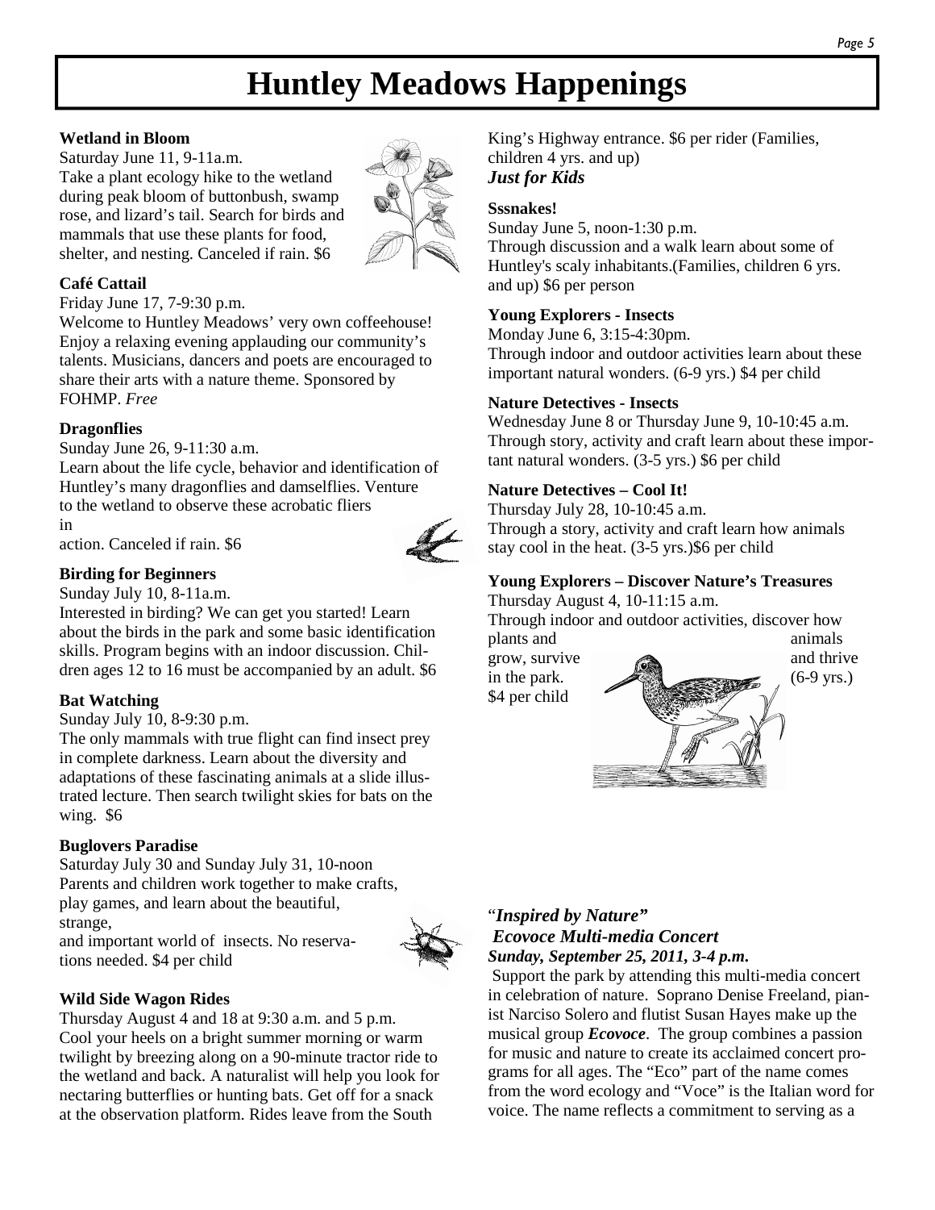# Huntley Meadows Happenings

**Wetland in Bloom**

Saturday June 11, 9-11a.m.

Take a plant ecology hike to the wetland during peak bloom of buttonbush, swamp rose, and lizard's tail. Search for birds and mammals that use these plants for food, shelter, and nesting. Canceled if rain. $6

**Café Cattail**

Friday June 17, 7-9:30 p.m.

Welcome to Huntley Meadows' very own coffeehouse! Enjoy a relaxing evening applauding our community's talents. Musicians, dancers and poets are encouraged to share their arts with a nature theme. Sponsored by FOHMP. *Free*

**Dragonflies**

Sunday June 26, 9-11:30 a.m.

Learn about the life cycle, behavior and identification of Huntley's many dragonflies and damselflies. Venture to the wetland to observe these acrobatic fliers in action. Canceled if rain. $6

**Birding for Beginners**

Sunday July 10, 8-11a.m.

Interested in birding? We can get you started! Learn about the birds in the park and some basic identification skills. Program begins with an indoor discussion. Children ages 12 to 16 must be accompanied by an adult. $6

**Bat Watching**

Sunday July 10, 8-9:30 p.m.

The only mammals with true flight can find insect prey in complete darkness. Learn about the diversity and adaptations of these fascinating animals at a slide illustrated lecture. Then search twilight skies for bats on the wing. $6

**Buglovers Paradise**

Saturday July 30 and Sunday July 31, 10-noon

Parents and children work together to make crafts, play games, and learn about the beautiful, strange, and important world of insects. No reservations needed. $4 per child

**Wild Side Wagon Rides**

Thursday August 4 and 18 at 9:30 a.m. and 5 p.m.

Cool your heels on a bright summer morning or warm twilight by breezing along on a 90-minute tractor ride to the wetland and back. A naturalist will help you look for nectaring butterflies or hunting bats. Get off for a snack at the observation platform. Rides leave from the South King's Highway entrance. $6 per rider (Families, children 4 yrs. and up)

***Just for Kids***

**Sssnakes!**

Sunday June 5, noon-1:30 p.m.

Through discussion and a walk learn about some of Huntley's scaly inhabitants.(Families, children 6 yrs. and up) $6 per person

**Young Explorers - Insects**

Monday June 6, 3:15-4:30pm.

Through indoor and outdoor activities learn about these important natural wonders. (6-9 yrs.) $4 per child

**Nature Detectives - Insects**

Wednesday June 8 or Thursday June 9, 10-10:45 a.m.

Through story, activity and craft learn about these important natural wonders. (3-5 yrs.) $6 per child

**Nature Detectives – Cool It!**

Thursday July 28, 10-10:45 a.m.

Through a story, activity and craft learn how animals stay cool in the heat. (3-5 yrs.)$6 per child

**Young Explorers – Discover Nature's Treasures**

Thursday August 4, 10-11:15 a.m.

Through indoor and outdoor activities, discover how plants and animals grow, survive and thrive in the park. (6-9 yrs.) $4 per child

"***Inspired by Nature"***

***Ecovoce Multi-media Concert***

***Sunday, September 25, 2011, 3-4 p.m.***

Support the park by attending this multi-media concert in celebration of nature. Soprano Denise Freeland, pianist Narciso Solero and flutist Susan Hayes make up the musical group ***Ecovoce***. The group combines a passion for music and nature to create its acclaimed concert programs for all ages. The "Eco" part of the name comes from the word ecology and "Voce" is the Italian word for voice. The name reflects a commitment to serving as a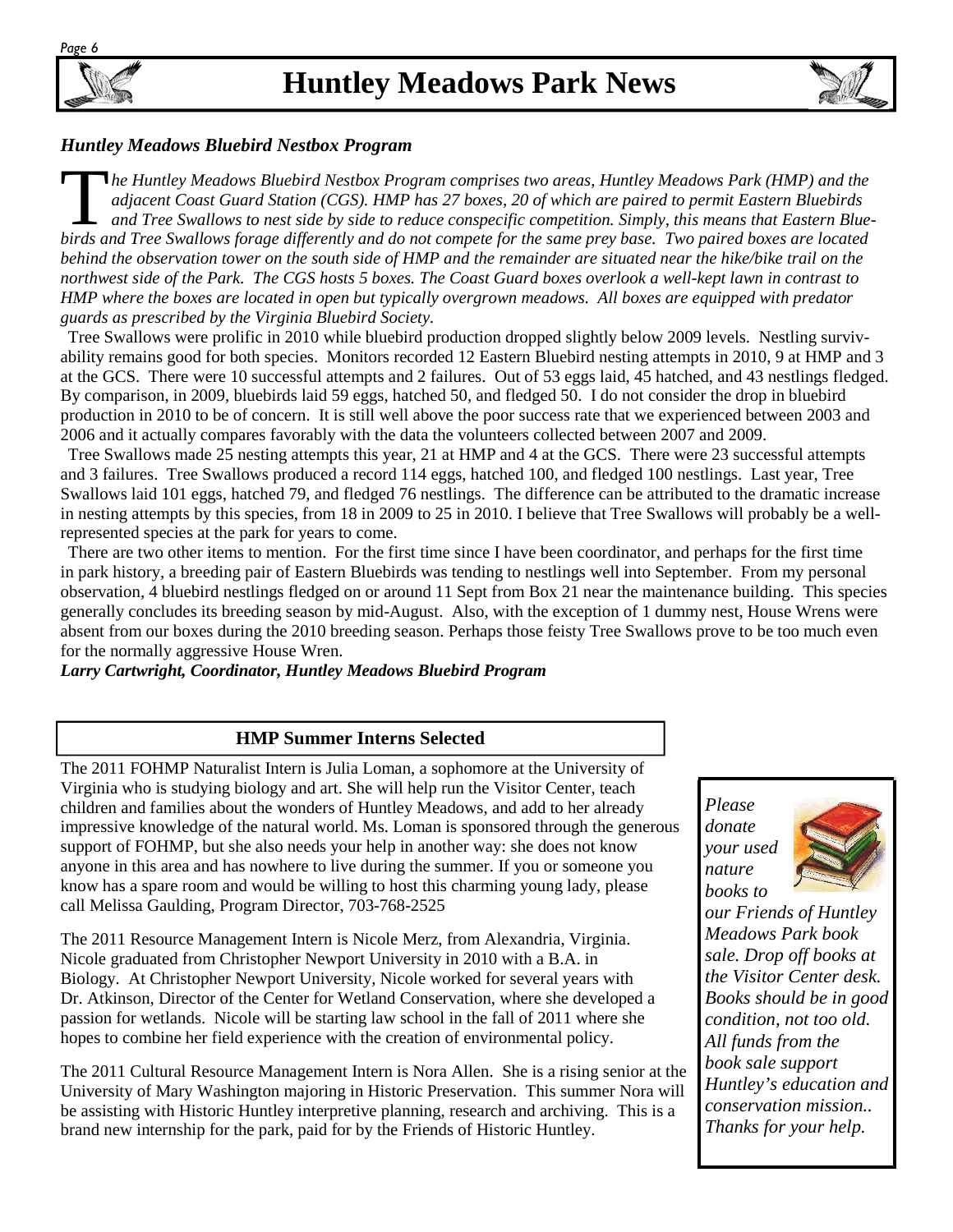# Huntley Meadows Park News

### *Huntley Meadows Bluebird Nestbox Program*

*The Huntley Meadows Bluebird Nestbox Program comprises two areas, Huntley Meadows Park (HMP) and the adjacent Coast Guard Station (CGS). HMP has 27 boxes, 20 of which are paired to permit Eastern Bluebirds and Tree Swallows to nest side by side to reduce conspecific competition. Simply, this means that Eastern Bluebirds and Tree Swallows forage differently and do not compete for the same prey base. Two paired boxes are located behind the observation tower on the south side of HMP and the remainder are situated near the hike/bike trail on the northwest side of the Park. The CGS hosts 5 boxes. The Coast Guard boxes overlook a well-kept lawn in contrast to HMP where the boxes are located in open but typically overgrown meadows. All boxes are equipped with predator guards as prescribed by the Virginia Bluebird Society.*

Tree Swallows were prolific in 2010 while bluebird production dropped slightly below 2009 levels. Nestling survivability remains good for both species. Monitors recorded 12 Eastern Bluebird nesting attempts in 2010, 9 at HMP and 3 at the GCS. There were 10 successful attempts and 2 failures. Out of 53 eggs laid, 45 hatched, and 43 nestlings fledged. By comparison, in 2009, bluebirds laid 59 eggs, hatched 50, and fledged 50. I do not consider the drop in bluebird production in 2010 to be of concern. It is still well above the poor success rate that we experienced between 2003 and 2006 and it actually compares favorably with the data the volunteers collected between 2007 and 2009.

Tree Swallows made 25 nesting attempts this year, 21 at HMP and 4 at the GCS. There were 23 successful attempts and 3 failures. Tree Swallows produced a record 114 eggs, hatched 100, and fledged 100 nestlings. Last year, Tree Swallows laid 101 eggs, hatched 79, and fledged 76 nestlings. The difference can be attributed to the dramatic increase in nesting attempts by this species, from 18 in 2009 to 25 in 2010. I believe that Tree Swallows will probably be a well-represented species at the park for years to come.

There are two other items to mention. For the first time since I have been coordinator, and perhaps for the first time in park history, a breeding pair of Eastern Bluebirds was tending to nestlings well into September. From my personal observation, 4 bluebird nestlings fledged on or around 11 Sept from Box 21 near the maintenance building. This species generally concludes its breeding season by mid-August. Also, with the exception of 1 dummy nest, House Wrens were absent from our boxes during the 2010 breeding season. Perhaps those feisty Tree Swallows prove to be too much even for the normally aggressive House Wren.

***Larry Cartwright, Coordinator, Huntley Meadows Bluebird Program***

### HMP Summer Interns Selected

The 2011 FOHMP Naturalist Intern is Julia Loman, a sophomore at the University of Virginia who is studying biology and art. She will help run the Visitor Center, teach children and families about the wonders of Huntley Meadows, and add to her already impressive knowledge of the natural world. Ms. Loman is sponsored through the generous support of FOHMP, but she also needs your help in another way: she does not know anyone in this area and has nowhere to live during the summer. If you or someone you know has a spare room and would be willing to host this charming young lady, please call Melissa Gaulding, Program Director, 703-768-2525

The 2011 Resource Management Intern is Nicole Merz, from Alexandria, Virginia. Nicole graduated from Christopher Newport University in 2010 with a B.A. in Biology. At Christopher Newport University, Nicole worked for several years with Dr. Atkinson, Director of the Center for Wetland Conservation, where she developed a passion for wetlands. Nicole will be starting law school in the fall of 2011 where she hopes to combine her field experience with the creation of environmental policy.

The 2011 Cultural Resource Management Intern is Nora Allen. She is a rising senior at the University of Mary Washington majoring in Historic Preservation. This summer Nora will be assisting with Historic Huntley interpretive planning, research and archiving. This is a brand new internship for the park, paid for by the Friends of Historic Huntley.

***Please donate your used nature books to our Friends of Huntley Meadows Park book sale. Drop off books at the Visitor Center desk. Books should be in good condition, not too old. All funds from the book sale support Huntley's education and conservation mission.. Thanks for your help.***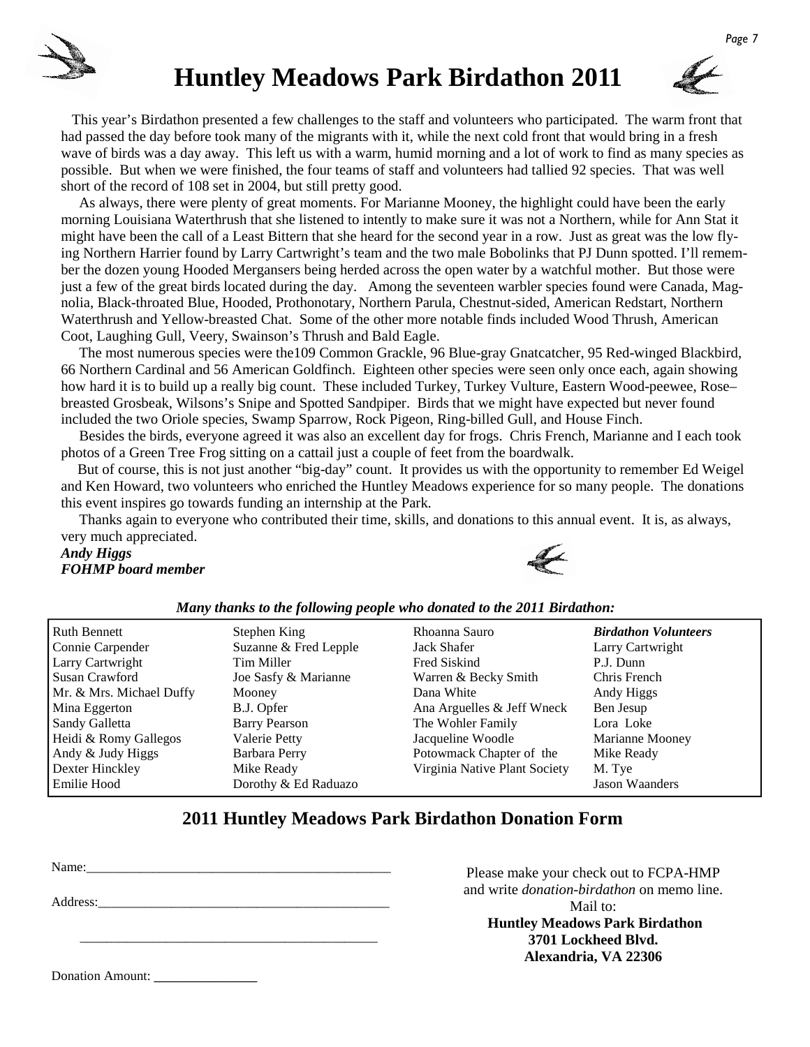# Huntley Meadows Park Birdathon 2011

This year's Birdathon presented a few challenges to the staff and volunteers who participated. The warm front that had passed the day before took many of the migrants with it, while the next cold front that would bring in a fresh wave of birds was a day away. This left us with a warm, humid morning and a lot of work to find as many species as possible. But when we were finished, the four teams of staff and volunteers had tallied 92 species. That was well short of the record of 108 set in 2004, but still pretty good.

As always, there were plenty of great moments. For Marianne Mooney, the highlight could have been the early morning Louisiana Waterthrush that she listened to intently to make sure it was not a Northern, while for Ann Stat it might have been the call of a Least Bittern that she heard for the second year in a row. Just as great was the low flying Northern Harrier found by Larry Cartwright's team and the two male Bobolinks that PJ Dunn spotted. I'll remember the dozen young Hooded Mergansers being herded across the open water by a watchful mother. But those were just a few of the great birds located during the day. Among the seventeen warbler species found were Canada, Magnolia, Black-throated Blue, Hooded, Prothonotary, Northern Parula, Chestnut-sided, American Redstart, Northern Waterthrush and Yellow-breasted Chat. Some of the other more notable finds included Wood Thrush, American Coot, Laughing Gull, Veery, Swainson's Thrush and Bald Eagle.

The most numerous species were the109 Common Grackle, 96 Blue-gray Gnatcatcher, 95 Red-winged Blackbird, 66 Northern Cardinal and 56 American Goldfinch. Eighteen other species were seen only once each, again showing how hard it is to build up a really big count. These included Turkey, Turkey Vulture, Eastern Wood-peewee, Rose–breasted Grosbeak, Wilsons's Snipe and Spotted Sandpiper. Birds that we might have expected but never found included the two Oriole species, Swamp Sparrow, Rock Pigeon, Ring-billed Gull, and House Finch.

Besides the birds, everyone agreed it was also an excellent day for frogs. Chris French, Marianne and I each took photos of a Green Tree Frog sitting on a cattail just a couple of feet from the boardwalk.

But of course, this is not just another "big-day" count. It provides us with the opportunity to remember Ed Weigel and Ken Howard, two volunteers who enriched the Huntley Meadows experience for so many people. The donations this event inspires go towards funding an internship at the Park.

Thanks again to everyone who contributed their time, skills, and donations to this annual event. It is, as always, very much appreciated.

***Andy Higgs***
***FOHMP board member***

***Many thanks to the following people who donated to the 2011 Birdathon:***

| | | | ***Birdathon Volunteers*** |
|---|---|---|---|
| Ruth Bennett | Stephen King | Rhoanna Sauro | Larry Cartwright |
| Connie Carpender | Suzanne & Fred Lepple | Jack Shafer | P.J. Dunn |
| Larry Cartwright | Tim Miller | Fred Siskind | Chris French |
| Susan Crawford | Joe Sasfy & Marianne Mooney | Warren & Becky Smith | Andy Higgs |
| Mr. & Mrs. Michael Duffy | B.J. Opfer | Dana White | Ben Jesup |
| Mina Eggerton | Barry Pearson | Ana Arguelles & Jeff Wneck | Lora Loke |
| Sandy Galletta | Valerie Petty | The Wohler Family | Marianne Mooney |
| Heidi & Romy Gallegos | Barbara Perry | Jacqueline Woodle | Mike Ready |
| Andy & Judy Higgs | Mike Ready | Potowmack Chapter of the Virginia Native Plant Society | M. Tye |
| Dexter Hinckley | Dorothy & Ed Raduazo | | Jason Waanders |
| Emilie Hood | | | |

## 2011 Huntley Meadows Park Birdathon Donation Form

Name:_______________________________________________

Address:_____________________________________________

_____________________________________________

Donation Amount: _______________

Please make your check out to FCPA-HMP and write *donation-birdathon* on memo line.

Mail to:

**Huntley Meadows Park Birdathon**
**3701 Lockheed Blvd.**
**Alexandria, VA 22306**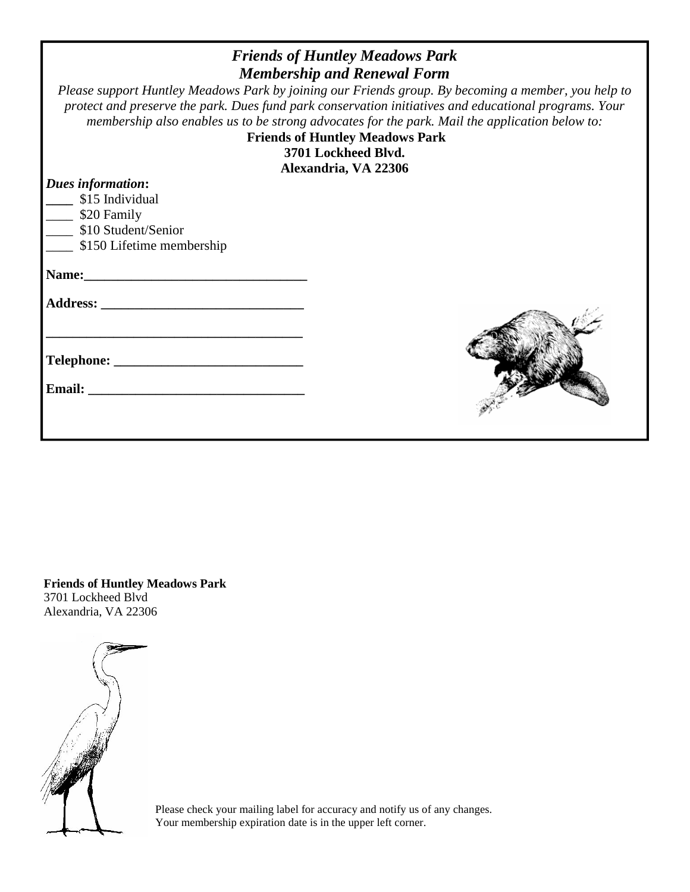## *Friends of Huntley Meadows Park*
## *Membership and Renewal Form*

*Please support Huntley Meadows Park by joining our Friends group. By becoming a member, you help to protect and preserve the park. Dues fund park conservation initiatives and educational programs. Your membership also enables us to be strong advocates for the park. Mail the application below to:*

**Friends of Huntley Meadows Park**
**3701 Lockheed Blvd.**
**Alexandria, VA 22306**

***Dues information*:**

____ $15 Individual
____ $20 Family
____ $10 Student/Senior
____ $150 Lifetime membership

**Name:**_________________________________

**Address:** ______________________________

______________________________________

**Telephone:** ____________________________

**Email:** ________________________________

**Friends of Huntley Meadows Park**
3701 Lockheed Blvd
Alexandria, VA 22306

Please check your mailing label for accuracy and notify us of any changes.
Your membership expiration date is in the upper left corner.